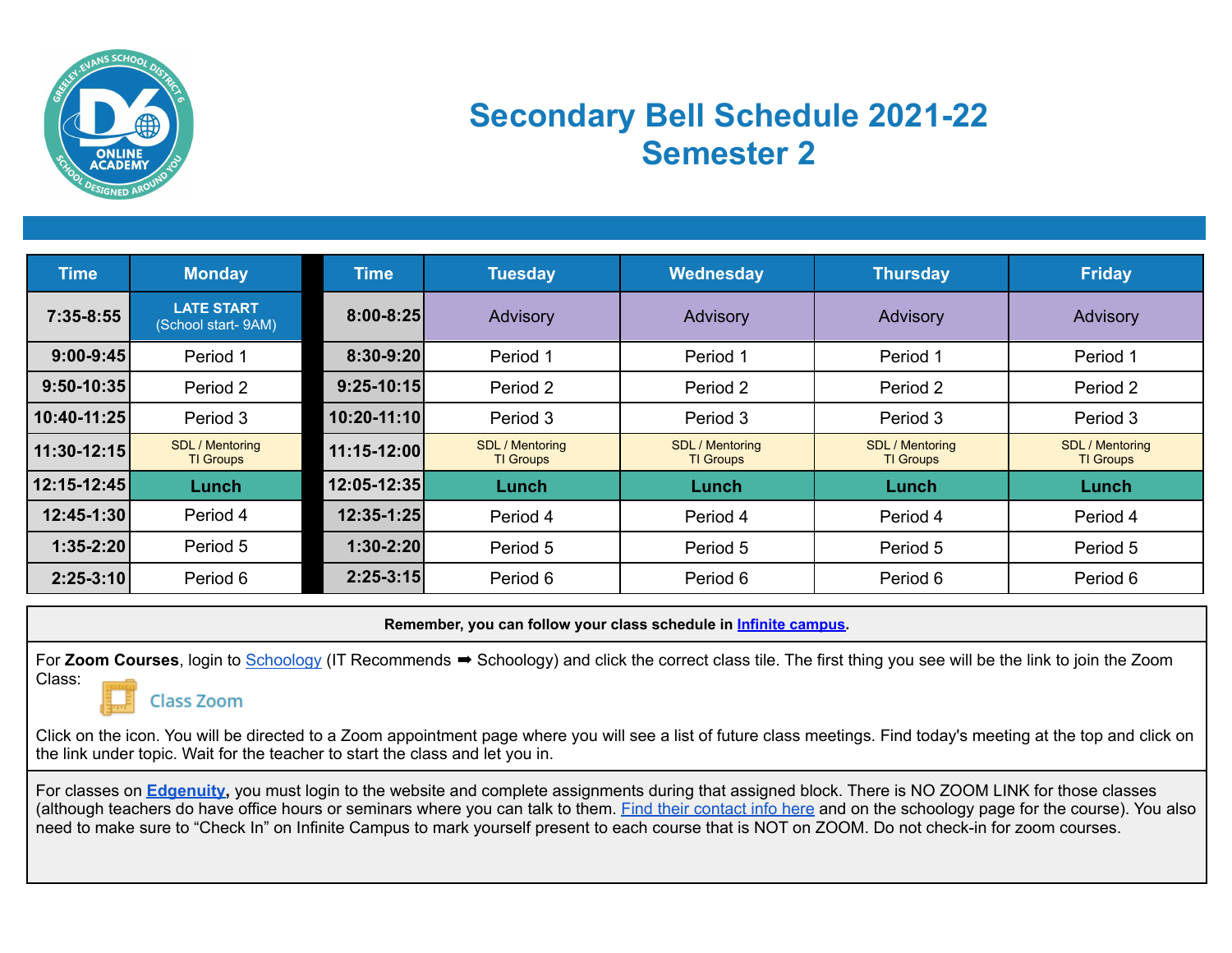# Secondary Bell Schedule 2021-22
# Semester 2

| Time | Monday | Time | Tuesday | Wednesday | Thursday | Friday |
|---|---|---|---|---|---|---|
| 7:35-8:55 | **LATE START** (School start- 9AM) | 8:00-8:25 | Advisory | Advisory | Advisory | Advisory |
| 9:00-9:45 | Period 1 | 8:30-9:20 | Period 1 | Period 1 | Period 1 | Period 1 |
| 9:50-10:35 | Period 2 | 9:25-10:15 | Period 2 | Period 2 | Period 2 | Period 2 |
| 10:40-11:25 | Period 3 | 10:20-11:10 | Period 3 | Period 3 | Period 3 | Period 3 |
| 11:30-12:15 | SDL / Mentoring TI Groups | 11:15-12:00 | SDL / Mentoring TI Groups | SDL / Mentoring TI Groups | SDL / Mentoring TI Groups | SDL / Mentoring TI Groups |
| 12:15-12:45 | **Lunch** | 12:05-12:35 | **Lunch** | **Lunch** | **Lunch** | **Lunch** |
| 12:45-1:30 | Period 4 | 12:35-1:25 | Period 4 | Period 4 | Period 4 | Period 4 |
| 1:35-2:20 | Period 5 | 1:30-2:20 | Period 5 | Period 5 | Period 5 | Period 5 |
| 2:25-3:10 | Period 6 | 2:25-3:15 | Period 6 | Period 6 | Period 6 | Period 6 |

**Remember, you can follow your class schedule in Infinite campus.**

For **Zoom Courses**, login to Schoology (IT Recommends ➡ Schoology) and click the correct class tile. The first thing you see will be the link to join the Zoom Class:

Class Zoom

Click on the icon. You will be directed to a Zoom appointment page where you will see a list of future class meetings. Find today's meeting at the top and click on the link under topic. Wait for the teacher to start the class and let you in.

For classes on **Edgenuity**, you must login to the website and complete assignments during that assigned block. There is NO ZOOM LINK for those classes (although teachers do have office hours or seminars where you can talk to them. Find their contact info here and on the schoology page for the course). You also need to make sure to “Check In” on Infinite Campus to mark yourself present to each course that is NOT on ZOOM. Do not check-in for zoom courses.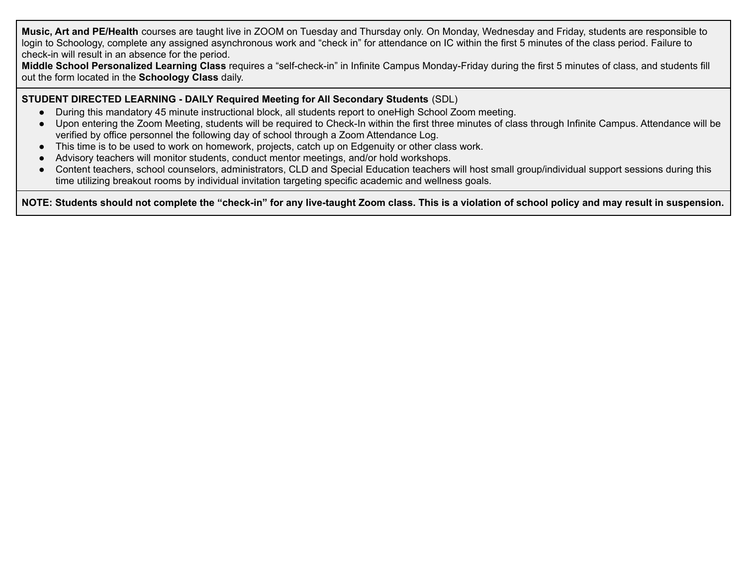**Music, Art and PE/Health** courses are taught live in ZOOM on Tuesday and Thursday only. On Monday, Wednesday and Friday, students are responsible to login to Schoology, complete any assigned asynchronous work and "check in" for attendance on IC within the first 5 minutes of the class period. Failure to check-in will result in an absence for the period.

**Middle School Personalized Learning Class** requires a "self-check-in" in Infinite Campus Monday-Friday during the first 5 minutes of class, and students fill out the form located in the **Schoology Class** daily.

**STUDENT DIRECTED LEARNING - DAILY Required Meeting for All Secondary Students** (SDL)

- During this mandatory 45 minute instructional block, all students report to oneHigh School Zoom meeting.
- Upon entering the Zoom Meeting, students will be required to Check-In within the first three minutes of class through Infinite Campus. Attendance will be verified by office personnel the following day of school through a Zoom Attendance Log.
- This time is to be used to work on homework, projects, catch up on Edgenuity or other class work.
- Advisory teachers will monitor students, conduct mentor meetings, and/or hold workshops.
- Content teachers, school counselors, administrators, CLD and Special Education teachers will host small group/individual support sessions during this time utilizing breakout rooms by individual invitation targeting specific academic and wellness goals.

**NOTE: Students should not complete the "check-in" for any live-taught Zoom class. This is a violation of school policy and may result in suspension.**